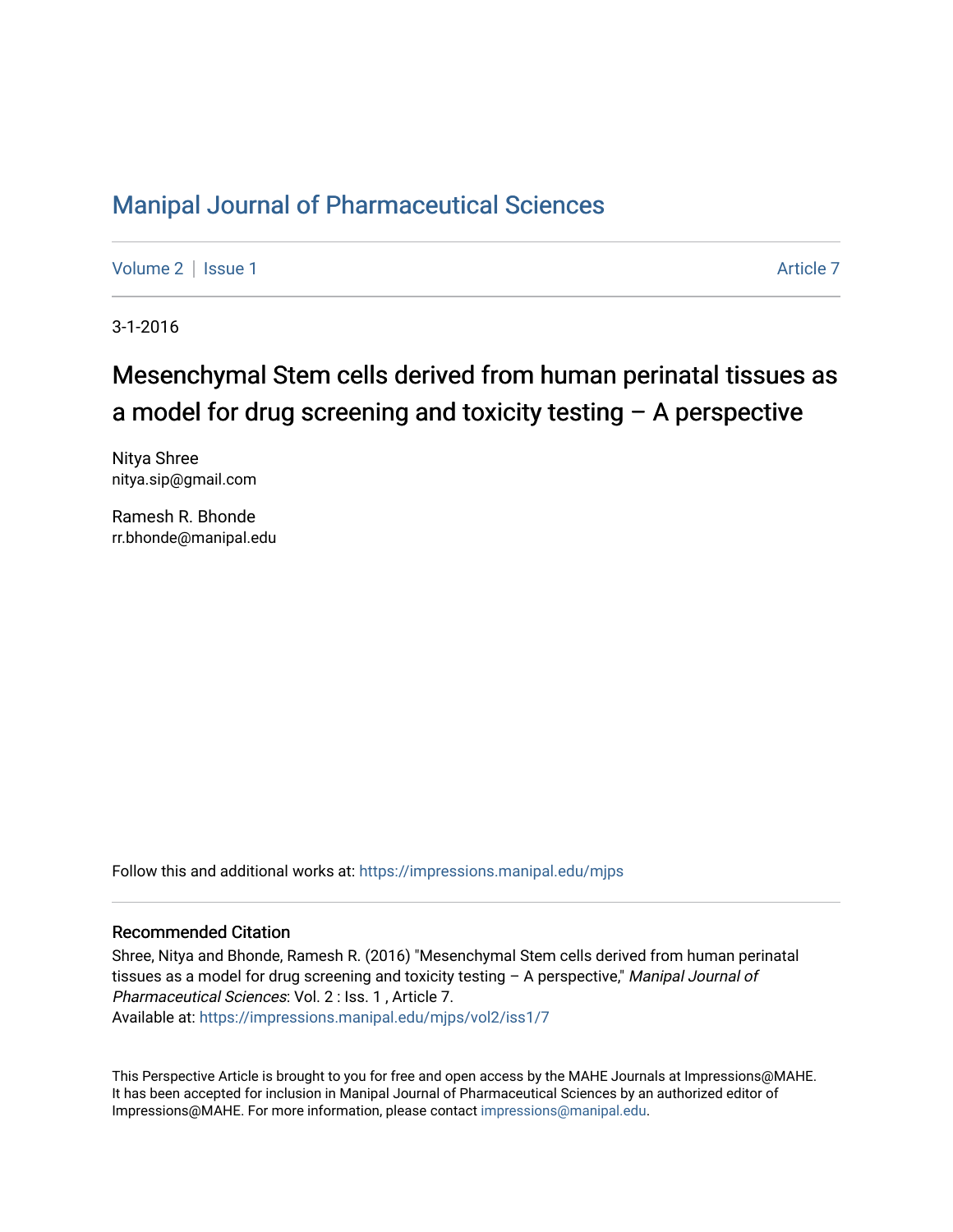# Manipal Journal of Pharmaceutical Sciences

Volume 2 | Issue 1 Article 7

3-1-2016

## Mesenchymal Stem cells derived from human perinatal tissues as a model for drug screening and toxicity testing – A perspective

Nitya Shree
nitya.sip@gmail.com

Ramesh R. Bhonde
rr.bhonde@manipal.edu

Follow this and additional works at: https://impressions.manipal.edu/mjps

### Recommended Citation

Shree, Nitya and Bhonde, Ramesh R. (2016) "Mesenchymal Stem cells derived from human perinatal tissues as a model for drug screening and toxicity testing – A perspective," *Manipal Journal of Pharmaceutical Sciences*: Vol. 2 : Iss. 1 , Article 7.
Available at: https://impressions.manipal.edu/mjps/vol2/iss1/7

This Perspective Article is brought to you for free and open access by the MAHE Journals at Impressions@MAHE. It has been accepted for inclusion in Manipal Journal of Pharmaceutical Sciences by an authorized editor of Impressions@MAHE. For more information, please contact impressions@manipal.edu.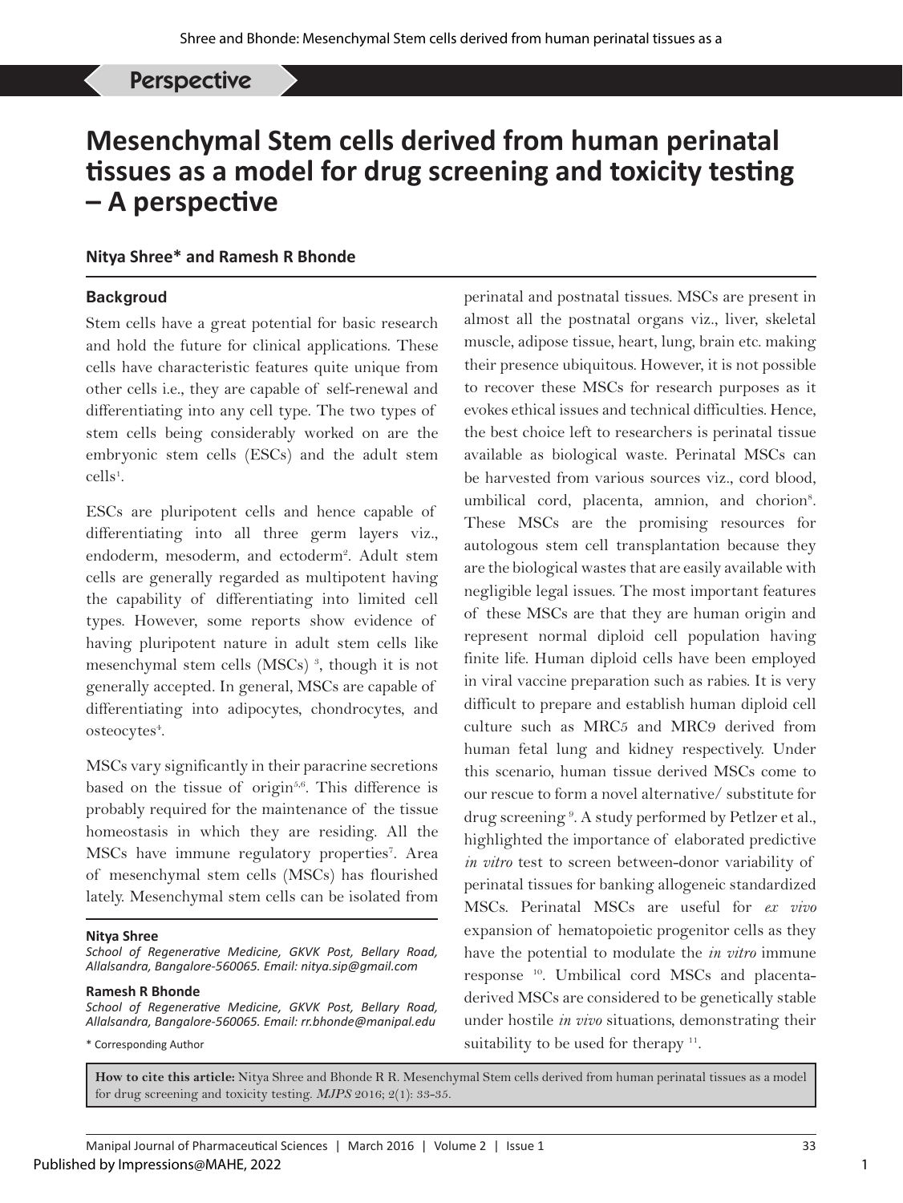Perspective

# Mesenchymal Stem cells derived from human perinatal tissues as a model for drug screening and toxicity testing – A perspective

**Nitya Shree* and Ramesh R Bhonde**

## Backgroud

Stem cells have a great potential for basic research and hold the future for clinical applications. These cells have characteristic features quite unique from other cells i.e., they are capable of self-renewal and differentiating into any cell type. The two types of stem cells being considerably worked on are the embryonic stem cells (ESCs) and the adult stem cells[1].

ESCs are pluripotent cells and hence capable of differentiating into all three germ layers viz., endoderm, mesoderm, and ectoderm[2]. Adult stem cells are generally regarded as multipotent having the capability of differentiating into limited cell types. However, some reports show evidence of having pluripotent nature in adult stem cells like mesenchymal stem cells (MSCs) [3], though it is not generally accepted. In general, MSCs are capable of differentiating into adipocytes, chondrocytes, and osteocytes[4].

MSCs vary significantly in their paracrine secretions based on the tissue of origin[5,6]. This difference is probably required for the maintenance of the tissue homeostasis in which they are residing. All the MSCs have immune regulatory properties[7]. Area of mesenchymal stem cells (MSCs) has flourished lately. Mesenchymal stem cells can be isolated from perinatal and postnatal tissues. MSCs are present in almost all the postnatal organs viz., liver, skeletal muscle, adipose tissue, heart, lung, brain etc. making their presence ubiquitous. However, it is not possible to recover these MSCs for research purposes as it evokes ethical issues and technical difficulties. Hence, the best choice left to researchers is perinatal tissue available as biological waste. Perinatal MSCs can be harvested from various sources viz., cord blood, umbilical cord, placenta, amnion, and chorion[8]. These MSCs are the promising resources for autologous stem cell transplantation because they are the biological wastes that are easily available with negligible legal issues. The most important features of these MSCs are that they are human origin and represent normal diploid cell population having finite life. Human diploid cells have been employed in viral vaccine preparation such as rabies. It is very difficult to prepare and establish human diploid cell culture such as MRC5 and MRC9 derived from human fetal lung and kidney respectively. Under this scenario, human tissue derived MSCs come to our rescue to form a novel alternative/ substitute for drug screening [9]. A study performed by Petlzer et al., highlighted the importance of elaborated predictive *in vitro* test to screen between-donor variability of perinatal tissues for banking allogeneic standardized MSCs. Perinatal MSCs are useful for *ex vivo* expansion of hematopoietic progenitor cells as they have the potential to modulate the *in vitro* immune response [10]. Umbilical cord MSCs and placenta-derived MSCs are considered to be genetically stable under hostile *in vivo* situations, demonstrating their suitability to be used for therapy [11].

**Nitya Shree**
*School of Regenerative Medicine, GKVK Post, Bellary Road, Allalsandra, Bangalore-560065. Email: nitya.sip@gmail.com*

**Ramesh R Bhonde**
*School of Regenerative Medicine, GKVK Post, Bellary Road, Allalsandra, Bangalore-560065. Email: rr.bhonde@manipal.edu*

\* Corresponding Author

**How to cite this article:** Nitya Shree and Bhonde R R. Mesenchymal Stem cells derived from human perinatal tissues as a model for drug screening and toxicity testing. *MJPS* 2016; 2(1): 33-35.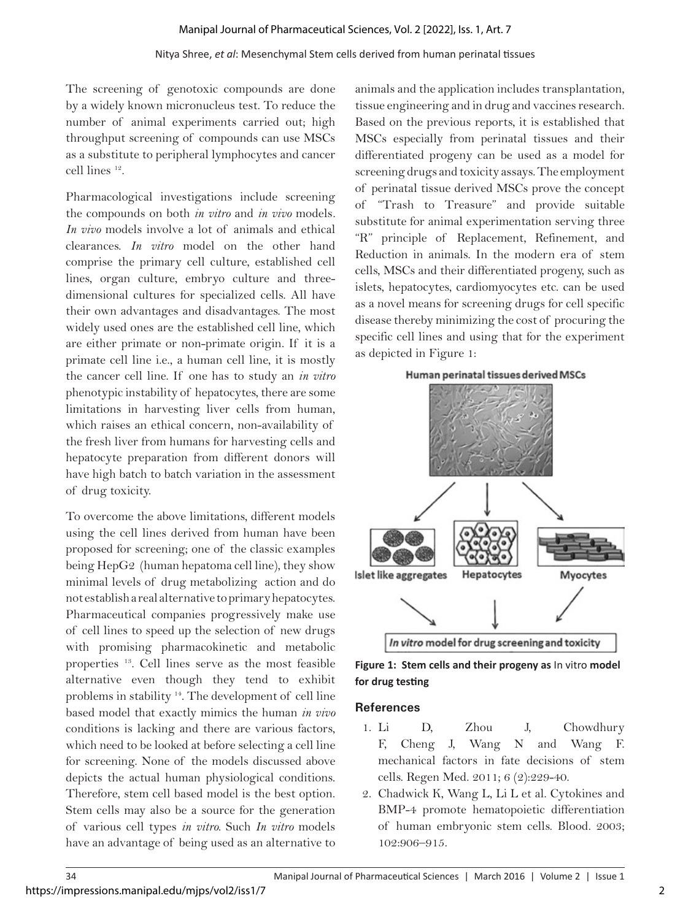The screening of genotoxic compounds are done by a widely known micronucleus test. To reduce the number of animal experiments carried out; high throughput screening of compounds can use MSCs as a substitute to peripheral lymphocytes and cancer cell lines [12].

Pharmacological investigations include screening the compounds on both *in vitro* and *in vivo* models. *In vivo* models involve a lot of animals and ethical clearances. *In vitro* model on the other hand comprise the primary cell culture, established cell lines, organ culture, embryo culture and three-dimensional cultures for specialized cells. All have their own advantages and disadvantages. The most widely used ones are the established cell line, which are either primate or non-primate origin. If it is a primate cell line i.e., a human cell line, it is mostly the cancer cell line. If one has to study an *in vitro* phenotypic instability of hepatocytes, there are some limitations in harvesting liver cells from human, which raises an ethical concern, non-availability of the fresh liver from humans for harvesting cells and hepatocyte preparation from different donors will have high batch to batch variation in the assessment of drug toxicity.

To overcome the above limitations, different models using the cell lines derived from human have been proposed for screening; one of the classic examples being HepG2 (human hepatoma cell line), they show minimal levels of drug metabolizing action and do not establish a real alternative to primary hepatocytes. Pharmaceutical companies progressively make use of cell lines to speed up the selection of new drugs with promising pharmacokinetic and metabolic properties [13]. Cell lines serve as the most feasible alternative even though they tend to exhibit problems in stability [14]. The development of cell line based model that exactly mimics the human *in vivo* conditions is lacking and there are various factors, which need to be looked at before selecting a cell line for screening. None of the models discussed above depicts the actual human physiological conditions. Therefore, stem cell based model is the best option. Stem cells may also be a source for the generation of various cell types *in vitro*. Such *In vitro* models have an advantage of being used as an alternative to animals and the application includes transplantation, tissue engineering and in drug and vaccines research. Based on the previous reports, it is established that MSCs especially from perinatal tissues and their differentiated progeny can be used as a model for screening drugs and toxicity assays. The employment of perinatal tissue derived MSCs prove the concept of "Trash to Treasure" and provide suitable substitute for animal experimentation serving three "R" principle of Replacement, Refinement, and Reduction in animals. In the modern era of stem cells, MSCs and their differentiated progeny, such as islets, hepatocytes, cardiomyocytes etc. can be used as a novel means for screening drugs for cell specific disease thereby minimizing the cost of procuring the specific cell lines and using that for the experiment as depicted in Figure 1:

Human perinatal tissues derived MSCs

Islet like aggregates | Hepatocytes | Myocytes

*In vitro* model for drug screening and toxicity

**Figure 1: Stem cells and their progeny as** In vitro **model for drug testing**

## References

1. Li D, Zhou J, Chowdhury F, Cheng J, Wang N and Wang F. mechanical factors in fate decisions of stem cells. Regen Med. 2011; 6 (2):229-40.
2. Chadwick K, Wang L, Li L et al. Cytokines and BMP-4 promote hematopoietic differentiation of human embryonic stem cells. Blood. 2003; 102:906–915.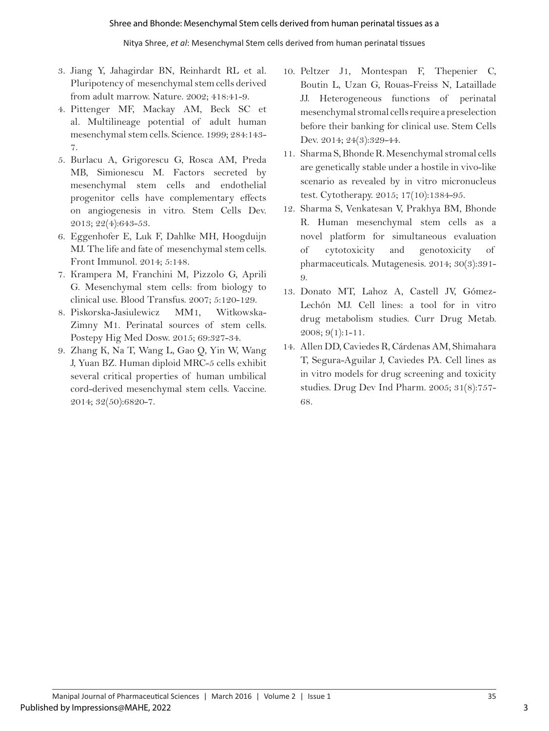3. Jiang Y, Jahagirdar BN, Reinhardt RL et al. Pluripotency of mesenchymal stem cells derived from adult marrow. Nature. 2002; 418:41-9.
4. Pittenger MF, Mackay AM, Beck SC et al. Multilineage potential of adult human mesenchymal stem cells. Science. 1999; 284:143-7.
5. Burlacu A, Grigorescu G, Rosca AM, Preda MB, Simionescu M. Factors secreted by mesenchymal stem cells and endothelial progenitor cells have complementary effects on angiogenesis in vitro. Stem Cells Dev. 2013; 22(4):643-53.
6. Eggenhofer E, Luk F, Dahlke MH, Hoogduijn MJ. The life and fate of mesenchymal stem cells. Front Immunol. 2014; 5:148.
7. Krampera M, Franchini M, Pizzolo G, Aprili G. Mesenchymal stem cells: from biology to clinical use. Blood Transfus. 2007; 5:120-129.
8. Piskorska-Jasiulewicz MM1, Witkowska-Zimny M1. Perinatal sources of stem cells. Postepy Hig Med Dosw. 2015; 69:327-34.
9. Zhang K, Na T, Wang L, Gao Q, Yin W, Wang J, Yuan BZ. Human diploid MRC-5 cells exhibit several critical properties of human umbilical cord-derived mesenchymal stem cells. Vaccine. 2014; 32(50):6820-7.
10. Peltzer J1, Montespan F, Thepenier C, Boutin L, Uzan G, Rouas-Freiss N, Lataillade JJ. Heterogeneous functions of perinatal mesenchymal stromal cells require a preselection before their banking for clinical use. Stem Cells Dev. 2014; 24(3):329-44.
11. Sharma S, Bhonde R. Mesenchymal stromal cells are genetically stable under a hostile in vivo-like scenario as revealed by in vitro micronucleus test. Cytotherapy. 2015; 17(10):1384-95.
12. Sharma S, Venkatesan V, Prakhya BM, Bhonde R. Human mesenchymal stem cells as a novel platform for simultaneous evaluation of cytotoxicity and genotoxicity of pharmaceuticals. Mutagenesis. 2014; 30(3):391-9.
13. Donato MT, Lahoz A, Castell JV, Gómez-Lechón MJ. Cell lines: a tool for in vitro drug metabolism studies. Curr Drug Metab. 2008; 9(1):1-11.
14. Allen DD, Caviedes R, Cárdenas AM, Shimahara T, Segura-Aguilar J, Caviedes PA. Cell lines as in vitro models for drug screening and toxicity studies. Drug Dev Ind Pharm. 2005; 31(8):757-68.